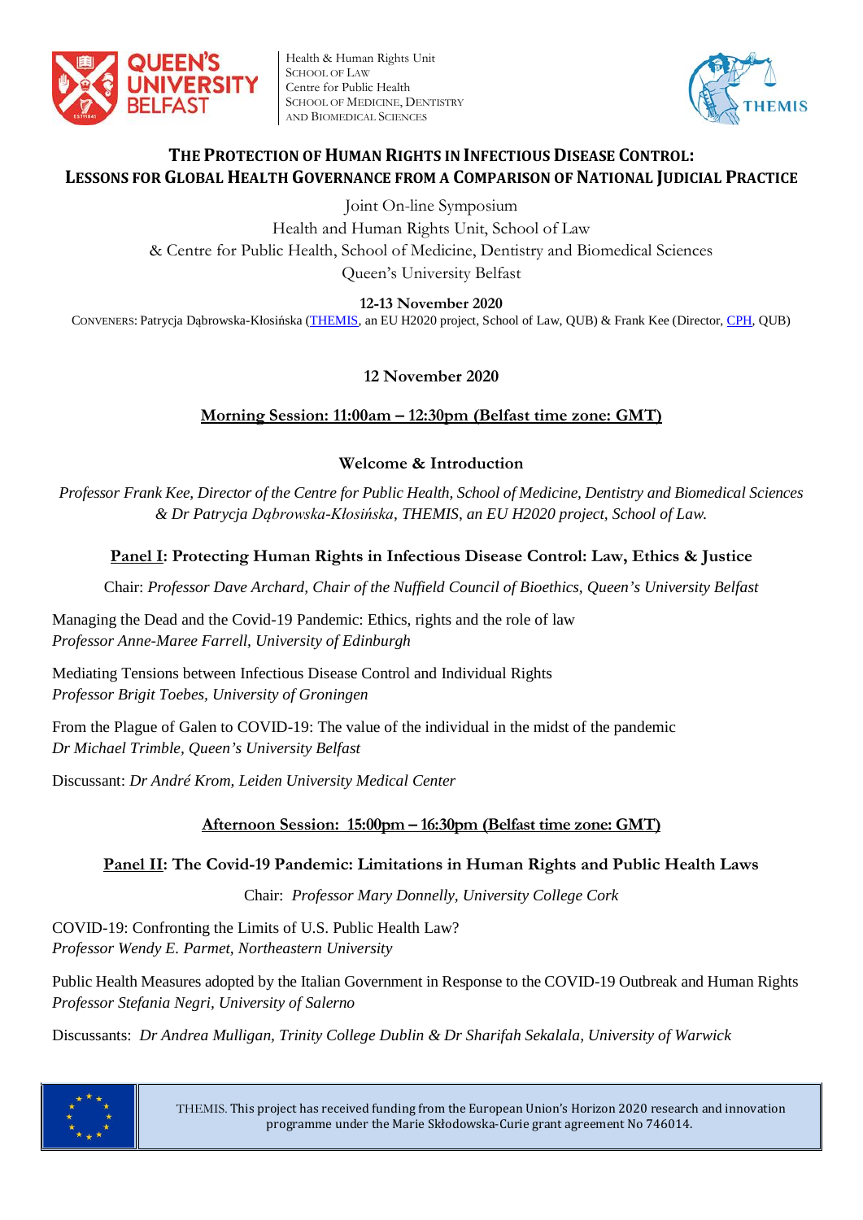Health & Human Rights Unit
SCHOOL OF LAW
Centre for Public Health
SCHOOL OF MEDICINE, DENTISTRY AND BIOMEDICAL SCIENCES

# THE PROTECTION OF HUMAN RIGHTS IN INFECTIOUS DISEASE CONTROL: LESSONS FOR GLOBAL HEALTH GOVERNANCE FROM A COMPARISON OF NATIONAL JUDICIAL PRACTICE

Joint On-line Symposium
Health and Human Rights Unit, School of Law
& Centre for Public Health, School of Medicine, Dentistry and Biomedical Sciences
Queen's University Belfast

**12-13 November 2020**

CONVENERS: Patrycja Dąbrowska-Kłosińska (THEMIS, an EU H2020 project, School of Law, QUB) & Frank Kee (Director, CPH, QUB)

## 12 November 2020

### Morning Session: 11:00am – 12:30pm (Belfast time zone: GMT)

**Welcome & Introduction**

*Professor Frank Kee, Director of the Centre for Public Health, School of Medicine, Dentistry and Biomedical Sciences & Dr Patrycja Dąbrowska-Kłosińska, THEMIS, an EU H2020 project, School of Law.*

### Panel I: Protecting Human Rights in Infectious Disease Control: Law, Ethics & Justice

Chair: *Professor Dave Archard, Chair of the Nuffield Council of Bioethics, Queen's University Belfast*

Managing the Dead and the Covid-19 Pandemic: Ethics, rights and the role of law
*Professor Anne-Maree Farrell, University of Edinburgh*

Mediating Tensions between Infectious Disease Control and Individual Rights
*Professor Brigit Toebes, University of Groningen*

From the Plague of Galen to COVID-19: The value of the individual in the midst of the pandemic
*Dr Michael Trimble, Queen's University Belfast*

Discussant: *Dr André Krom, Leiden University Medical Center*

### Afternoon Session: 15:00pm – 16:30pm (Belfast time zone: GMT)

### Panel II: The Covid-19 Pandemic: Limitations in Human Rights and Public Health Laws

Chair: *Professor Mary Donnelly, University College Cork*

COVID-19: Confronting the Limits of U.S. Public Health Law?
*Professor Wendy E. Parmet, Northeastern University*

Public Health Measures adopted by the Italian Government in Response to the COVID-19 Outbreak and Human Rights
*Professor Stefania Negri, University of Salerno*

Discussants: *Dr Andrea Mulligan, Trinity College Dublin & Dr Sharifah Sekalala, University of Warwick*

THEMIS. This project has received funding from the European Union's Horizon 2020 research and innovation programme under the Marie Skłodowska-Curie grant agreement No 746014.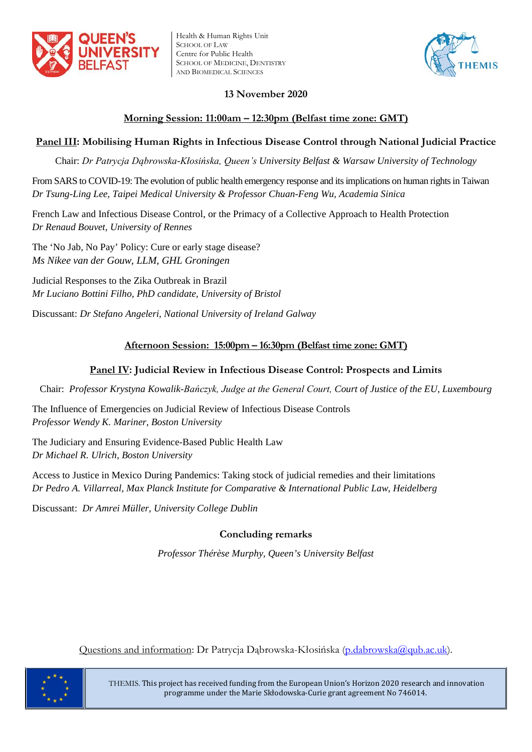Health & Human Rights Unit
School of Law
Centre for Public Health
School of Medicine, Dentistry and Biomedical Sciences

**13 November 2020**

**Morning Session: 11:00am – 12:30pm (Belfast time zone: GMT)**

## Panel III: Mobilising Human Rights in Infectious Disease Control through National Judicial Practice

Chair: *Dr Patrycja Dąbrowska-Kłosińska, Queen's University Belfast & Warsaw University of Technology*

From SARS to COVID-19: The evolution of public health emergency response and its implications on human rights in Taiwan
*Dr Tsung-Ling Lee, Taipei Medical University & Professor Chuan-Feng Wu, Academia Sinica*

French Law and Infectious Disease Control, or the Primacy of a Collective Approach to Health Protection
*Dr Renaud Bouvet, University of Rennes*

The 'No Jab, No Pay' Policy: Cure or early stage disease?
*Ms Nikee van der Gouw, LLM, GHL Groningen*

Judicial Responses to the Zika Outbreak in Brazil
*Mr Luciano Bottini Filho, PhD candidate, University of Bristol*

Discussant: *Dr Stefano Angeleri, National University of Ireland Galway*

**Afternoon Session: 15:00pm – 16:30pm (Belfast time zone: GMT)**

## Panel IV: Judicial Review in Infectious Disease Control: Prospects and Limits

Chair: *Professor Krystyna Kowalik-Bańczyk, Judge at the General Court, Court of Justice of the EU, Luxembourg*

The Influence of Emergencies on Judicial Review of Infectious Disease Controls
*Professor Wendy K. Mariner, Boston University*

The Judiciary and Ensuring Evidence-Based Public Health Law
*Dr Michael R. Ulrich, Boston University*

Access to Justice in Mexico During Pandemics: Taking stock of judicial remedies and their limitations
*Dr Pedro A. Villarreal, Max Planck Institute for Comparative & International Public Law, Heidelberg*

Discussant: *Dr Amrei Müller, University College Dublin*

### Concluding remarks

*Professor Thérèse Murphy, Queen's University Belfast*

Questions and information: Dr Patrycja Dąbrowska-Kłosińska (p.dabrowska@qub.ac.uk).

THEMIS. This project has received funding from the European Union's Horizon 2020 research and innovation programme under the Marie Skłodowska-Curie grant agreement No 746014.